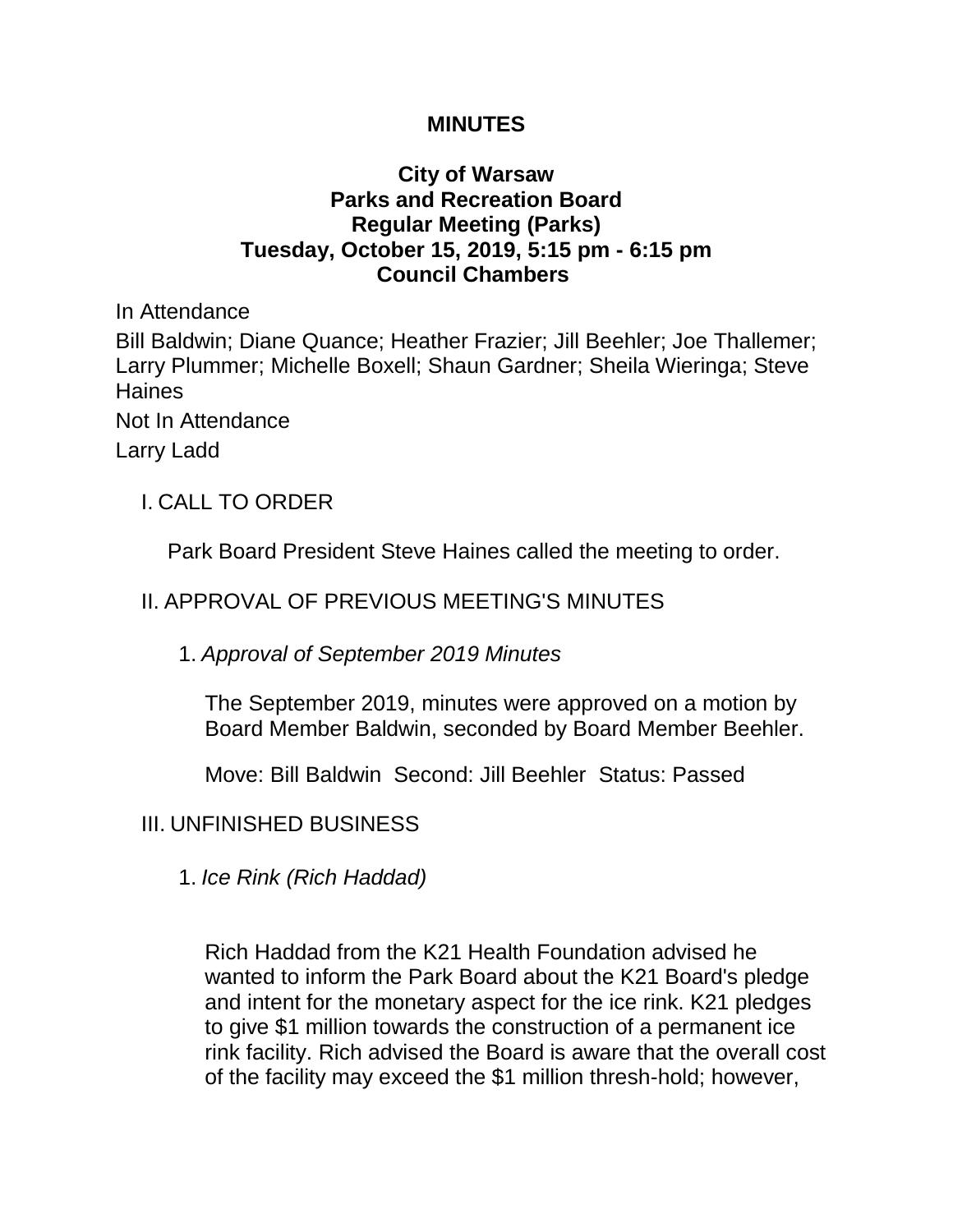# MINUTES

## City of Warsaw
## Parks and Recreation Board
## Regular Meeting (Parks)
## Tuesday, October 15, 2019, 5:15 pm - 6:15 pm
## Council Chambers

In Attendance

Bill Baldwin; Diane Quance; Heather Frazier; Jill Beehler; Joe Thallemer; Larry Plummer; Michelle Boxell; Shaun Gardner; Sheila Wieringa; Steve Haines

Not In Attendance

Larry Ladd

I. CALL TO ORDER

Park Board President Steve Haines called the meeting to order.

II. APPROVAL OF PREVIOUS MEETING'S MINUTES

1. *Approval of September 2019 Minutes*

The September 2019, minutes were approved on a motion by Board Member Baldwin, seconded by Board Member Beehler.

Move: Bill Baldwin  Second: Jill Beehler  Status: Passed

III. UNFINISHED BUSINESS

1. *Ice Rink (Rich Haddad)*

Rich Haddad from the K21 Health Foundation advised he wanted to inform the Park Board about the K21 Board's pledge and intent for the monetary aspect for the ice rink. K21 pledges to give $1 million towards the construction of a permanent ice rink facility. Rich advised the Board is aware that the overall cost of the facility may exceed the $1 million thresh-hold; however,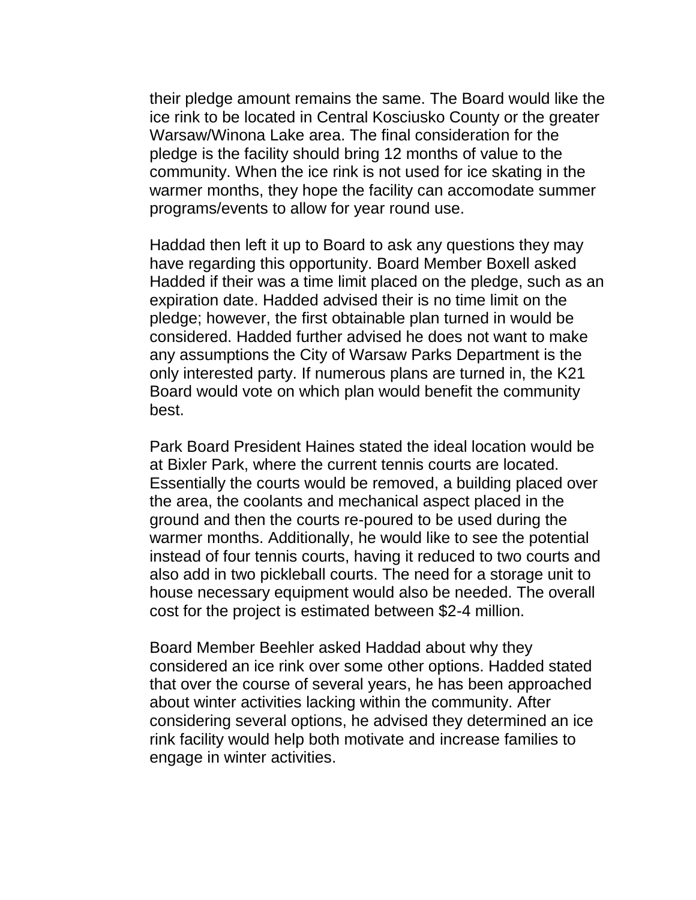their pledge amount remains the same. The Board would like the ice rink to be located in Central Kosciusko County or the greater Warsaw/Winona Lake area. The final consideration for the pledge is the facility should bring 12 months of value to the community. When the ice rink is not used for ice skating in the warmer months, they hope the facility can accomodate summer programs/events to allow for year round use.

Haddad then left it up to Board to ask any questions they may have regarding this opportunity. Board Member Boxell asked Hadded if their was a time limit placed on the pledge, such as an expiration date. Hadded advised their is no time limit on the pledge; however, the first obtainable plan turned in would be considered. Hadded further advised he does not want to make any assumptions the City of Warsaw Parks Department is the only interested party. If numerous plans are turned in, the K21 Board would vote on which plan would benefit the community best.

Park Board President Haines stated the ideal location would be at Bixler Park, where the current tennis courts are located. Essentially the courts would be removed, a building placed over the area, the coolants and mechanical aspect placed in the ground and then the courts re-poured to be used during the warmer months. Additionally, he would like to see the potential instead of four tennis courts, having it reduced to two courts and also add in two pickleball courts. The need for a storage unit to house necessary equipment would also be needed. The overall cost for the project is estimated between $2-4 million.

Board Member Beehler asked Haddad about why they considered an ice rink over some other options. Hadded stated that over the course of several years, he has been approached about winter activities lacking within the community. After considering several options, he advised they determined an ice rink facility would help both motivate and increase families to engage in winter activities.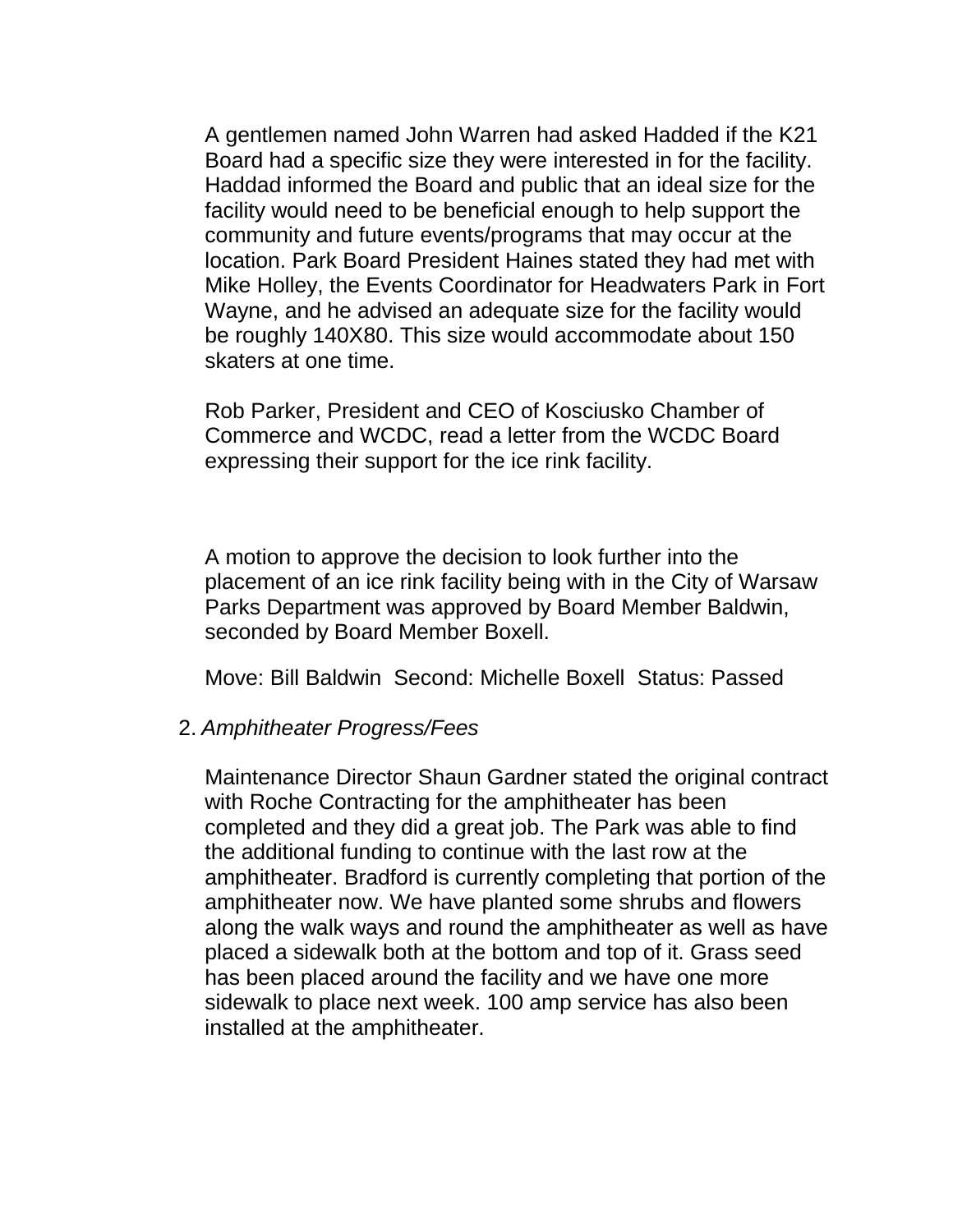A gentlemen named John Warren had asked Hadded if the K21 Board had a specific size they were interested in for the facility. Haddad informed the Board and public that an ideal size for the facility would need to be beneficial enough to help support the community and future events/programs that may occur at the location. Park Board President Haines stated they had met with Mike Holley, the Events Coordinator for Headwaters Park in Fort Wayne, and he advised an adequate size for the facility would be roughly 140X80. This size would accommodate about 150 skaters at one time.

Rob Parker, President and CEO of Kosciusko Chamber of Commerce and WCDC, read a letter from the WCDC Board expressing their support for the ice rink facility.

A motion to approve the decision to look further into the placement of an ice rink facility being with in the City of Warsaw Parks Department was approved by Board Member Baldwin, seconded by Board Member Boxell.

Move: Bill Baldwin  Second: Michelle Boxell  Status: Passed

2. *Amphitheater Progress/Fees*

Maintenance Director Shaun Gardner stated the original contract with Roche Contracting for the amphitheater has been completed and they did a great job. The Park was able to find the additional funding to continue with the last row at the amphitheater. Bradford is currently completing that portion of the amphitheater now. We have planted some shrubs and flowers along the walk ways and round the amphitheater as well as have placed a sidewalk both at the bottom and top of it. Grass seed has been placed around the facility and we have one more sidewalk to place next week. 100 amp service has also been installed at the amphitheater.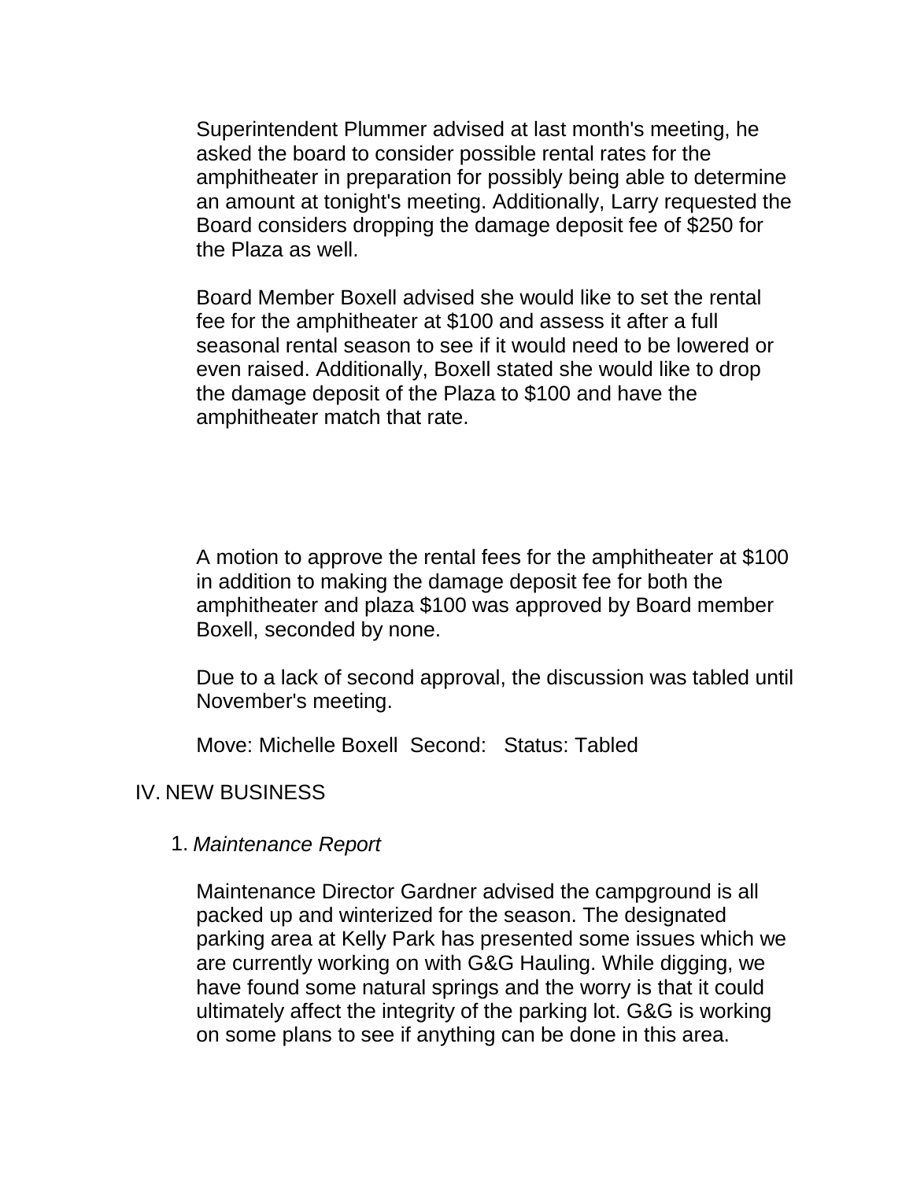Superintendent Plummer advised at last month's meeting, he asked the board to consider possible rental rates for the amphitheater in preparation for possibly being able to determine an amount at tonight's meeting. Additionally, Larry requested the Board considers dropping the damage deposit fee of $250 for the Plaza as well.

Board Member Boxell advised she would like to set the rental fee for the amphitheater at $100 and assess it after a full seasonal rental season to see if it would need to be lowered or even raised. Additionally, Boxell stated she would like to drop the damage deposit of the Plaza to $100 and have the amphitheater match that rate.

A motion to approve the rental fees for the amphitheater at $100 in addition to making the damage deposit fee for both the amphitheater and plaza $100 was approved by Board member Boxell, seconded by none.

Due to a lack of second approval, the discussion was tabled until November's meeting.

Move: Michelle Boxell Second: Status: Tabled

## IV. NEW BUSINESS

1. *Maintenance Report*

Maintenance Director Gardner advised the campground is all packed up and winterized for the season. The designated parking area at Kelly Park has presented some issues which we are currently working on with G&G Hauling. While digging, we have found some natural springs and the worry is that it could ultimately affect the integrity of the parking lot. G&G is working on some plans to see if anything can be done in this area.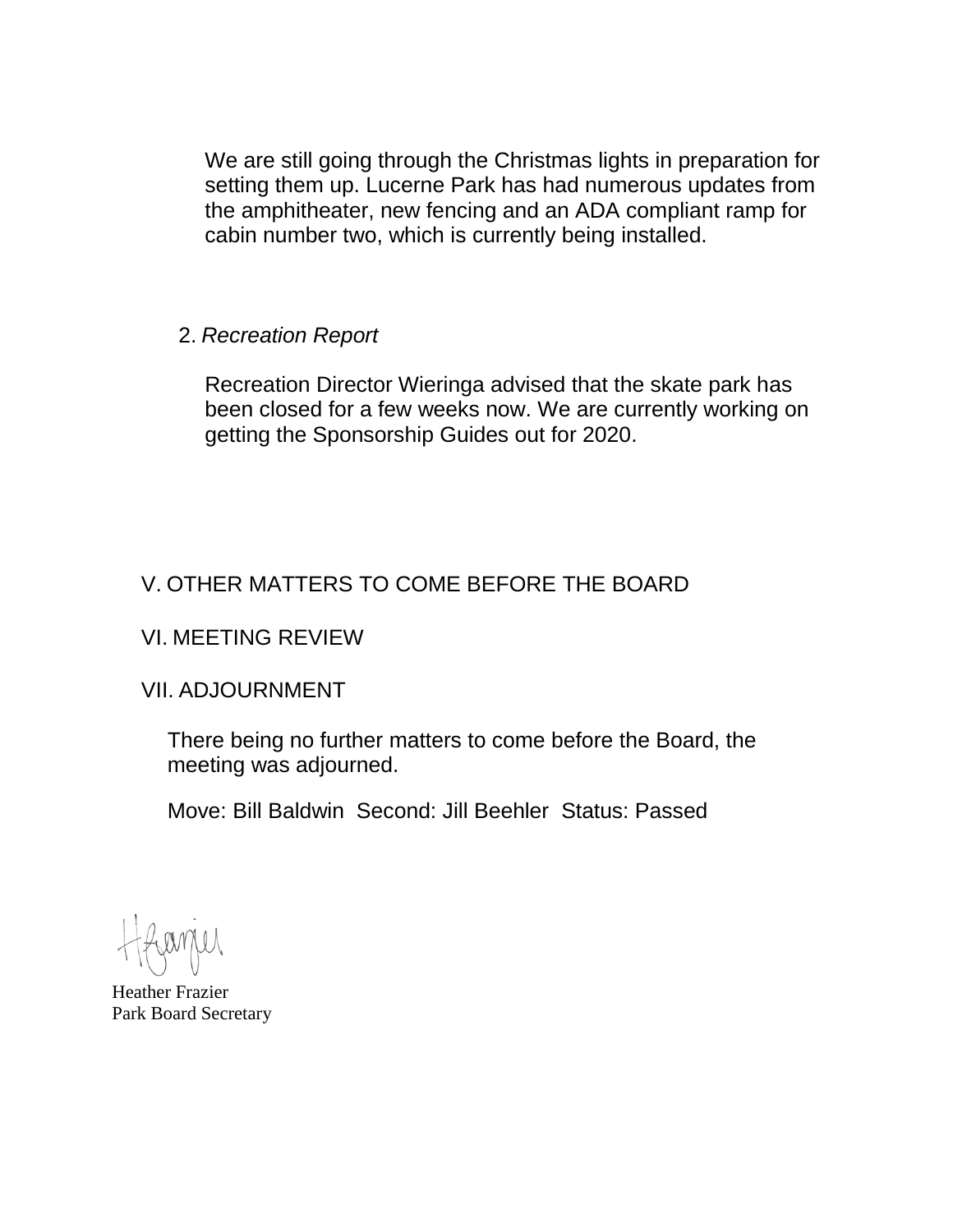We are still going through the Christmas lights in preparation for setting them up. Lucerne Park has had numerous updates from the amphitheater, new fencing and an ADA compliant ramp for cabin number two, which is currently being installed.

2. *Recreation Report*

Recreation Director Wieringa advised that the skate park has been closed for a few weeks now. We are currently working on getting the Sponsorship Guides out for 2020.

V. OTHER MATTERS TO COME BEFORE THE BOARD

VI. MEETING REVIEW

VII. ADJOURNMENT

There being no further matters to come before the Board, the meeting was adjourned.

Move: Bill Baldwin Second: Jill Beehler Status: Passed

HFrazier

Heather Frazier
Park Board Secretary